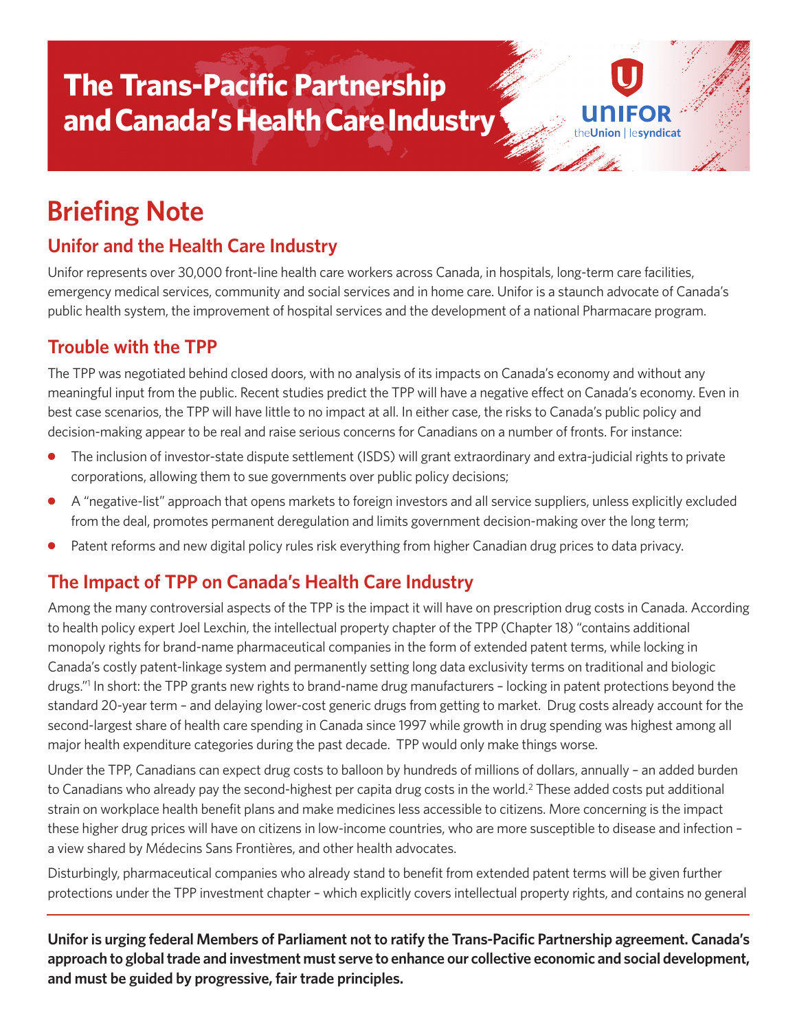# The Trans-Pacific Partnership and Canada's Health Care Industry

UNIFOR theUnion | lesyndicat

## Briefing Note

### Unifor and the Health Care Industry

Unifor represents over 30,000 front-line health care workers across Canada, in hospitals, long-term care facilities, emergency medical services, community and social services and in home care. Unifor is a staunch advocate of Canada's public health system, the improvement of hospital services and the development of a national Pharmacare program.

### Trouble with the TPP

The TPP was negotiated behind closed doors, with no analysis of its impacts on Canada's economy and without any meaningful input from the public. Recent studies predict the TPP will have a negative effect on Canada's economy. Even in best case scenarios, the TPP will have little to no impact at all. In either case, the risks to Canada's public policy and decision-making appear to be real and raise serious concerns for Canadians on a number of fronts. For instance:

- The inclusion of investor-state dispute settlement (ISDS) will grant extraordinary and extra-judicial rights to private corporations, allowing them to sue governments over public policy decisions;
- A "negative-list" approach that opens markets to foreign investors and all service suppliers, unless explicitly excluded from the deal, promotes permanent deregulation and limits government decision-making over the long term;
- Patent reforms and new digital policy rules risk everything from higher Canadian drug prices to data privacy.

### The Impact of TPP on Canada's Health Care Industry

Among the many controversial aspects of the TPP is the impact it will have on prescription drug costs in Canada. According to health policy expert Joel Lexchin, the intellectual property chapter of the TPP (Chapter 18) "contains additional monopoly rights for brand-name pharmaceutical companies in the form of extended patent terms, while locking in Canada's costly patent-linkage system and permanently setting long data exclusivity terms on traditional and biologic drugs."[1] In short: the TPP grants new rights to brand-name drug manufacturers – locking in patent protections beyond the standard 20-year term – and delaying lower-cost generic drugs from getting to market. Drug costs already account for the second-largest share of health care spending in Canada since 1997 while growth in drug spending was highest among all major health expenditure categories during the past decade. TPP would only make things worse.

Under the TPP, Canadians can expect drug costs to balloon by hundreds of millions of dollars, annually – an added burden to Canadians who already pay the second-highest per capita drug costs in the world.[2] These added costs put additional strain on workplace health benefit plans and make medicines less accessible to citizens. More concerning is the impact these higher drug prices will have on citizens in low-income countries, who are more susceptible to disease and infection – a view shared by Médecins Sans Frontières, and other health advocates.

Disturbingly, pharmaceutical companies who already stand to benefit from extended patent terms will be given further protections under the TPP investment chapter – which explicitly covers intellectual property rights, and contains no general

**Unifor is urging federal Members of Parliament not to ratify the Trans-Pacific Partnership agreement. Canada's approach to global trade and investment must serve to enhance our collective economic and social development, and must be guided by progressive, fair trade principles.**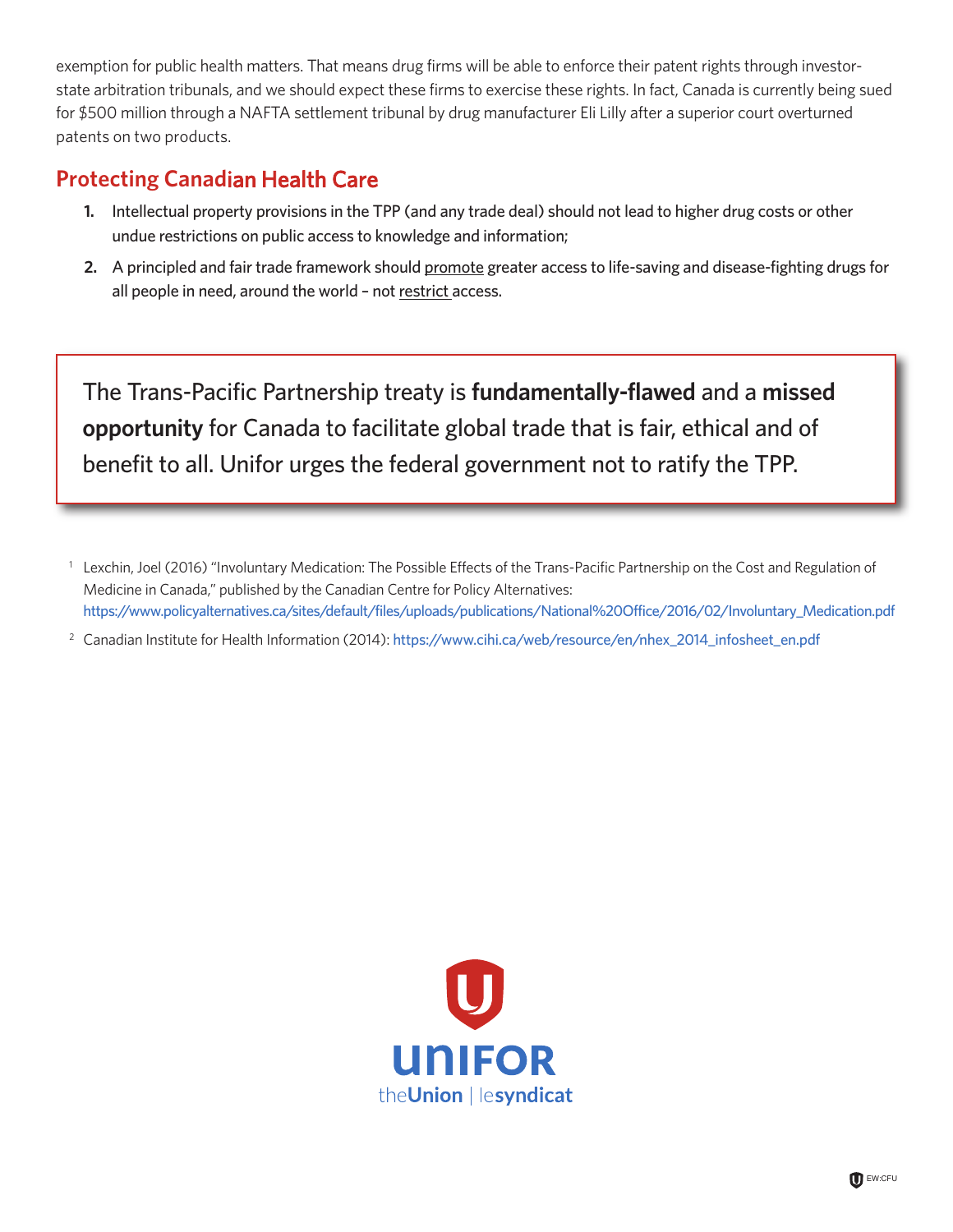exemption for public health matters. That means drug firms will be able to enforce their patent rights through investor-state arbitration tribunals, and we should expect these firms to exercise these rights. In fact, Canada is currently being sued for $500 million through a NAFTA settlement tribunal by drug manufacturer Eli Lilly after a superior court overturned patents on two products.

## Protecting Canadian Health Care

1. Intellectual property provisions in the TPP (and any trade deal) should not lead to higher drug costs or other undue restrictions on public access to knowledge and information;
2. A principled and fair trade framework should promote greater access to life-saving and disease-fighting drugs for all people in need, around the world – not restrict access.

The Trans-Pacific Partnership treaty is **fundamentally-flawed** and a **missed opportunity** for Canada to facilitate global trade that is fair, ethical and of benefit to all. Unifor urges the federal government not to ratify the TPP.

[1] Lexchin, Joel (2016) "Involuntary Medication: The Possible Effects of the Trans-Pacific Partnership on the Cost and Regulation of Medicine in Canada," published by the Canadian Centre for Policy Alternatives: https://www.policyalternatives.ca/sites/default/files/uploads/publications/National%20Office/2016/02/Involuntary_Medication.pdf

[2] Canadian Institute for Health Information (2014): https://www.cihi.ca/web/resource/en/nhex_2014_infosheet_en.pdf

UNIFOR
theUnion | lesyndicat

EW:CFU